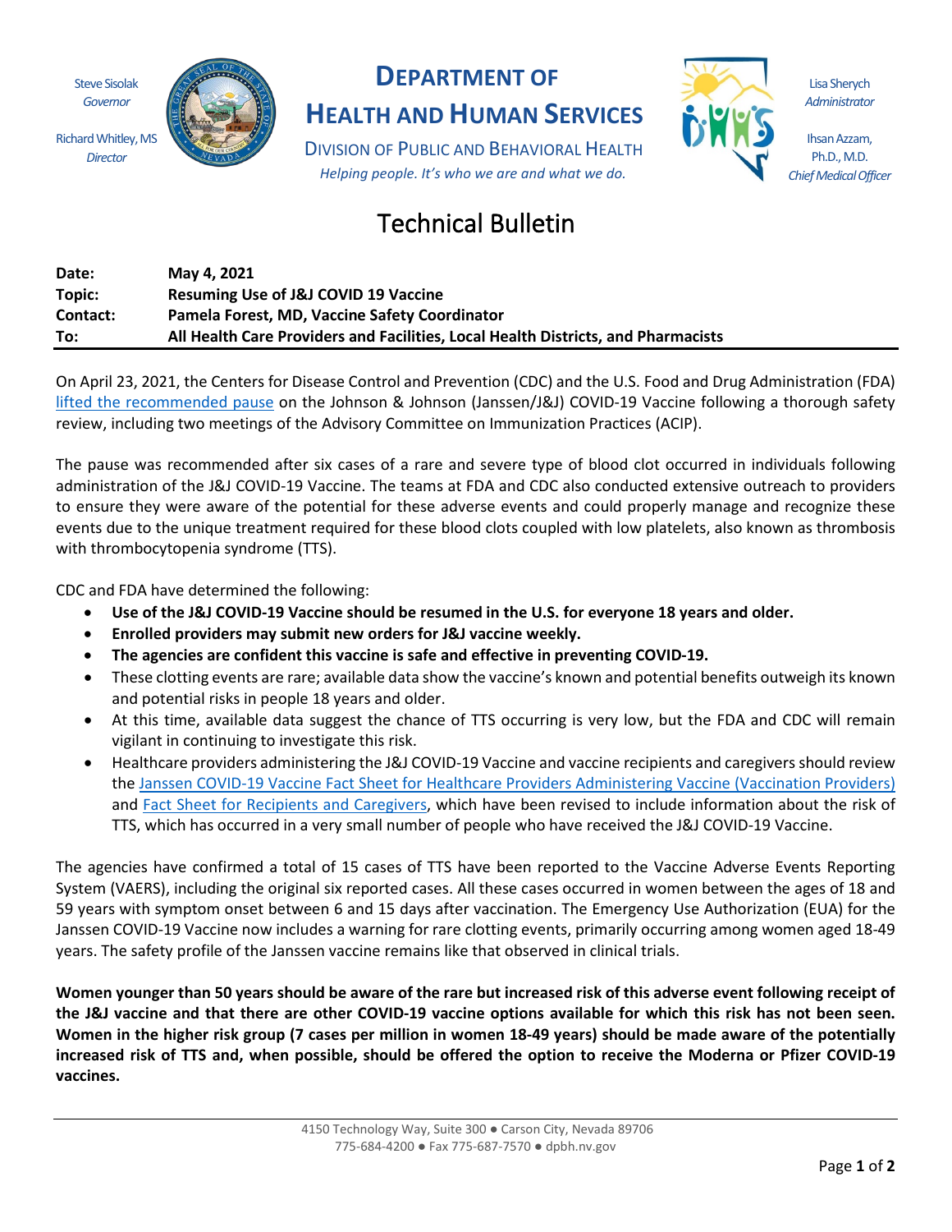Steve Sisolak
*Governor*

Richard Whitley, MS
*Director*

# DEPARTMENT OF HEALTH AND HUMAN SERVICES

DIVISION OF PUBLIC AND BEHAVIORAL HEALTH

*Helping people. It's who we are and what we do.*

Lisa Sherych
*Administrator*

Ihsan Azzam, Ph.D., M.D.
*Chief Medical Officer*

## Technical Bulletin

| | |
|---|---|
| **Date:** | **May 4, 2021** |
| **Topic:** | **Resuming Use of J&J COVID 19 Vaccine** |
| **Contact:** | **Pamela Forest, MD, Vaccine Safety Coordinator** |
| **To:** | **All Health Care Providers and Facilities, Local Health Districts, and Pharmacists** |

On April 23, 2021, the Centers for Disease Control and Prevention (CDC) and the U.S. Food and Drug Administration (FDA) lifted the recommended pause on the Johnson & Johnson (Janssen/J&J) COVID-19 Vaccine following a thorough safety review, including two meetings of the Advisory Committee on Immunization Practices (ACIP).

The pause was recommended after six cases of a rare and severe type of blood clot occurred in individuals following administration of the J&J COVID-19 Vaccine. The teams at FDA and CDC also conducted extensive outreach to providers to ensure they were aware of the potential for these adverse events and could properly manage and recognize these events due to the unique treatment required for these blood clots coupled with low platelets, also known as thrombosis with thrombocytopenia syndrome (TTS).

CDC and FDA have determined the following:

- **Use of the J&J COVID-19 Vaccine should be resumed in the U.S. for everyone 18 years and older.**
- **Enrolled providers may submit new orders for J&J vaccine weekly.**
- **The agencies are confident this vaccine is safe and effective in preventing COVID-19.**
- These clotting events are rare; available data show the vaccine's known and potential benefits outweigh its known and potential risks in people 18 years and older.
- At this time, available data suggest the chance of TTS occurring is very low, but the FDA and CDC will remain vigilant in continuing to investigate this risk.
- Healthcare providers administering the J&J COVID-19 Vaccine and vaccine recipients and caregivers should review the Janssen COVID-19 Vaccine Fact Sheet for Healthcare Providers Administering Vaccine (Vaccination Providers) and Fact Sheet for Recipients and Caregivers, which have been revised to include information about the risk of TTS, which has occurred in a very small number of people who have received the J&J COVID-19 Vaccine.

The agencies have confirmed a total of 15 cases of TTS have been reported to the Vaccine Adverse Events Reporting System (VAERS), including the original six reported cases. All these cases occurred in women between the ages of 18 and 59 years with symptom onset between 6 and 15 days after vaccination. The Emergency Use Authorization (EUA) for the Janssen COVID-19 Vaccine now includes a warning for rare clotting events, primarily occurring among women aged 18-49 years. The safety profile of the Janssen vaccine remains like that observed in clinical trials.

**Women younger than 50 years should be aware of the rare but increased risk of this adverse event following receipt of the J&J vaccine and that there are other COVID-19 vaccine options available for which this risk has not been seen. Women in the higher risk group (7 cases per million in women 18-49 years) should be made aware of the potentially increased risk of TTS and, when possible, should be offered the option to receive the Moderna or Pfizer COVID-19 vaccines.**

4150 Technology Way, Suite 300 ● Carson City, Nevada 89706
775-684-4200 ● Fax 775-687-7570 ● dpbh.nv.gov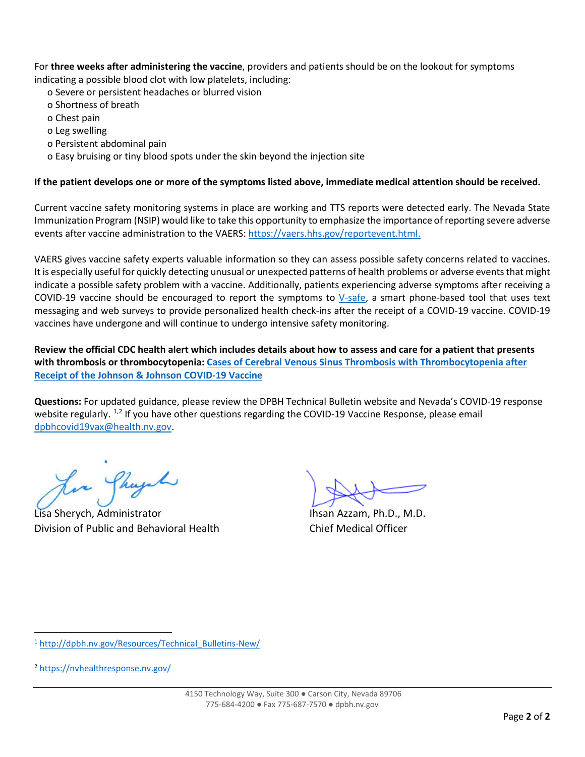For **three weeks after administering the vaccine**, providers and patients should be on the lookout for symptoms indicating a possible blood clot with low platelets, including:

- Severe or persistent headaches or blurred vision
- Shortness of breath
- Chest pain
- Leg swelling
- Persistent abdominal pain
- Easy bruising or tiny blood spots under the skin beyond the injection site

**If the patient develops one or more of the symptoms listed above, immediate medical attention should be received.**

Current vaccine safety monitoring systems in place are working and TTS reports were detected early. The Nevada State Immunization Program (NSIP) would like to take this opportunity to emphasize the importance of reporting severe adverse events after vaccine administration to the VAERS: https://vaers.hhs.gov/reportevent.html.

VAERS gives vaccine safety experts valuable information so they can assess possible safety concerns related to vaccines. It is especially useful for quickly detecting unusual or unexpected patterns of health problems or adverse events that might indicate a possible safety problem with a vaccine. Additionally, patients experiencing adverse symptoms after receiving a COVID-19 vaccine should be encouraged to report the symptoms to V-safe, a smart phone-based tool that uses text messaging and web surveys to provide personalized health check-ins after the receipt of a COVID-19 vaccine. COVID-19 vaccines have undergone and will continue to undergo intensive safety monitoring.

**Review the official CDC health alert which includes details about how to assess and care for a patient that presents with thrombosis or thrombocytopenia: Cases of Cerebral Venous Sinus Thrombosis with Thrombocytopenia after Receipt of the Johnson & Johnson COVID-19 Vaccine**

**Questions:** For updated guidance, please review the DPBH Technical Bulletin website and Nevada's COVID-19 response website regularly. [1,2] If you have other questions regarding the COVID-19 Vaccine Response, please email dpbhcovid19vax@health.nv.gov.

Lisa Sherych, Administrator
Division of Public and Behavioral Health

Ihsan Azzam, Ph.D., M.D.
Chief Medical Officer

[1] http://dpbh.nv.gov/Resources/Technical_Bulletins-New/

[2] https://nvhealthresponse.nv.gov/

4150 Technology Way, Suite 300 ● Carson City, Nevada 89706
775-684-4200 ● Fax 775-687-7570 ● dpbh.nv.gov